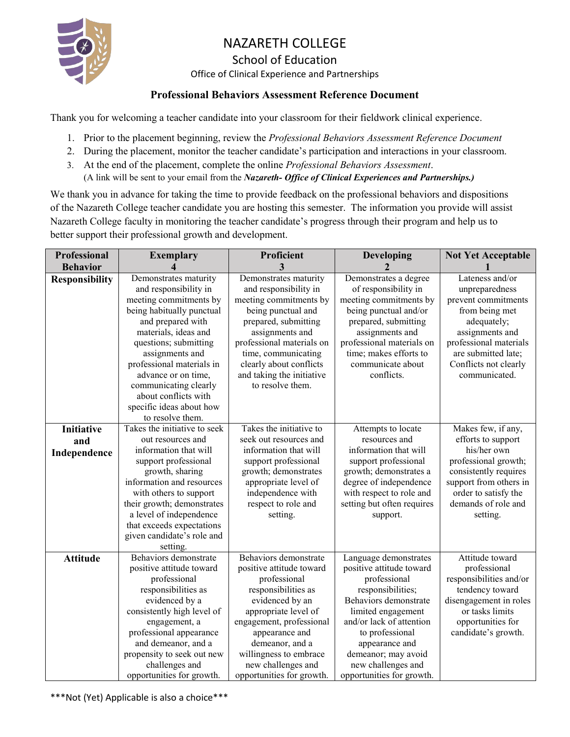# NAZARETH COLLEGE

## School of Education

### Office of Clinical Experience and Partnerships

**Professional Behaviors Assessment Reference Document**

Thank you for welcoming a teacher candidate into your classroom for their fieldwork clinical experience.

1. Prior to the placement beginning, review the *Professional Behaviors Assessment Reference Document*
2. During the placement, monitor the teacher candidate's participation and interactions in your classroom.
3. At the end of the placement, complete the online *Professional Behaviors Assessment*.
   (A link will be sent to your email from the ***Nazareth- Office of Clinical Experiences and Partnerships.)***

We thank you in advance for taking the time to provide feedback on the professional behaviors and dispositions of the Nazareth College teacher candidate you are hosting this semester. The information you provide will assist Nazareth College faculty in monitoring the teacher candidate's progress through their program and help us to better support their professional growth and development.

| Professional Behavior | Exemplary 4 | Proficient 3 | Developing 2 | Not Yet Acceptable 1 |
|---|---|---|---|---|
| **Responsibility** | Demonstrates maturity and responsibility in meeting commitments by being habitually punctual and prepared with materials, ideas and questions; submitting assignments and professional materials in advance or on time, communicating clearly about conflicts with specific ideas about how to resolve them. | Demonstrates maturity and responsibility in meeting commitments by being punctual and prepared, submitting assignments and professional materials on time, communicating clearly about conflicts and taking the initiative to resolve them. | Demonstrates a degree of responsibility in meeting commitments by being punctual and/or prepared, submitting assignments and professional materials on time; makes efforts to communicate about conflicts. | Lateness and/or unpreparedness prevent commitments from being met adequately; assignments and professional materials are submitted late; Conflicts not clearly communicated. |
| **Initiative and Independence** | Takes the initiative to seek out resources and information that will support professional growth, sharing information and resources with others to support their growth; demonstrates a level of independence that exceeds expectations given candidate's role and setting. | Takes the initiative to seek out resources and information that will support professional growth; demonstrates appropriate level of independence with respect to role and setting. | Attempts to locate resources and information that will support professional growth; demonstrates a degree of independence with respect to role and setting but often requires support. | Makes few, if any, efforts to support his/her own professional growth; consistently requires support from others in order to satisfy the demands of role and setting. |
| **Attitude** | Behaviors demonstrate positive attitude toward professional responsibilities as evidenced by a consistently high level of engagement, a professional appearance and demeanor, and a propensity to seek out new challenges and opportunities for growth. | Behaviors demonstrate positive attitude toward professional responsibilities as evidenced by an appropriate level of engagement, professional appearance and demeanor, and a willingness to embrace new challenges and opportunities for growth. | Language demonstrates positive attitude toward professional responsibilities; Behaviors demonstrate limited engagement and/or lack of attention to professional appearance and demeanor; may avoid new challenges and opportunities for growth. | Attitude toward professional responsibilities and/or tendency toward disengagement in roles or tasks limits opportunities for candidate's growth. |

***Not (Yet) Applicable is also a choice***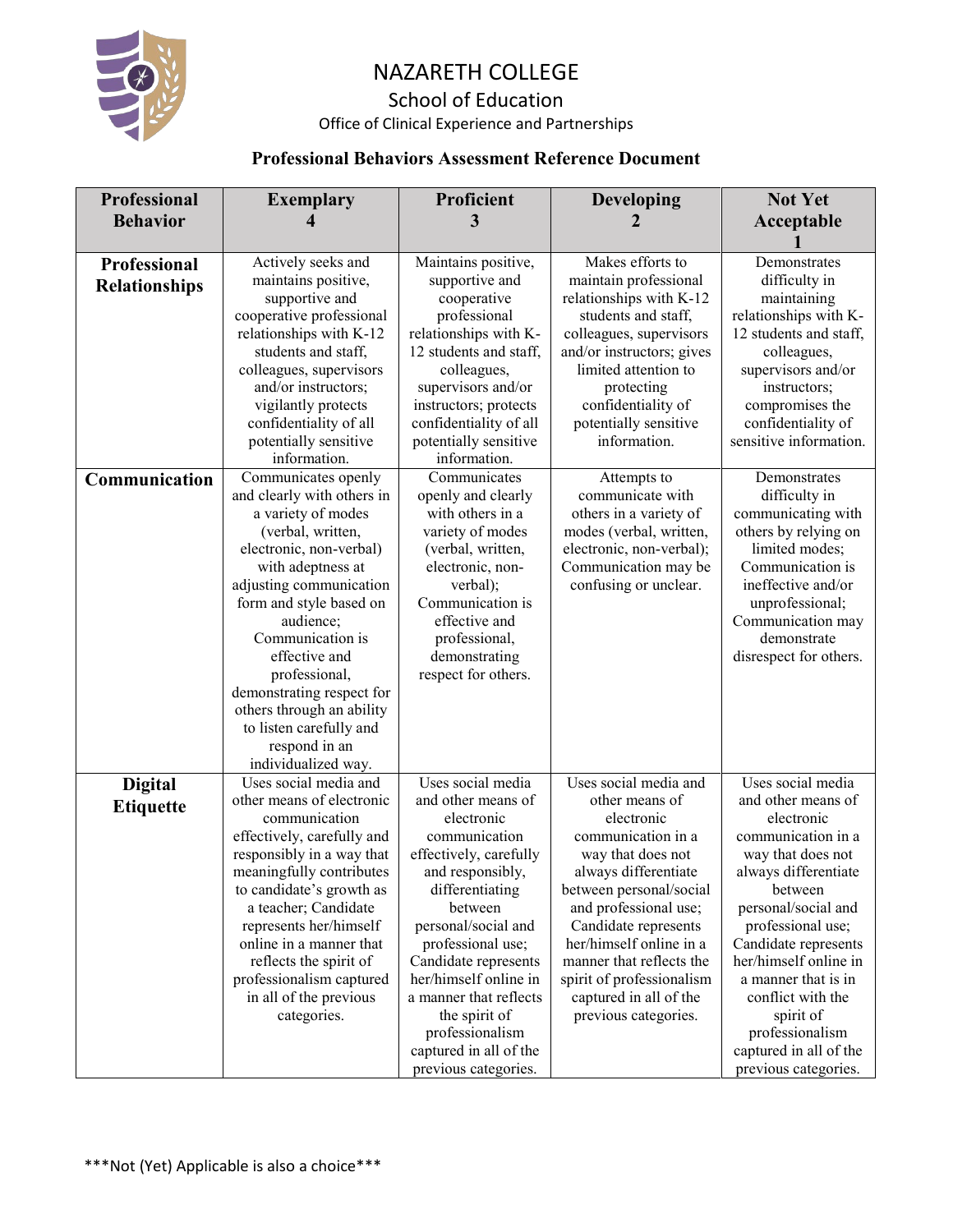# NAZARETH COLLEGE

## School of Education

### Office of Clinical Experience and Partnerships

**Professional Behaviors Assessment Reference Document**

| Professional Behavior | Exemplary 4 | Proficient 3 | Developing 2 | Not Yet Acceptable 1 |
|---|---|---|---|---|
| **Professional Relationships** | Actively seeks and maintains positive, supportive and cooperative professional relationships with K-12 students and staff, colleagues, supervisors and/or instructors; vigilantly protects confidentiality of all potentially sensitive information. | Maintains positive, supportive and cooperative professional relationships with K-12 students and staff, colleagues, supervisors and/or instructors; protects confidentiality of all potentially sensitive information. | Makes efforts to maintain professional relationships with K-12 students and staff, colleagues, supervisors and/or instructors; gives limited attention to protecting confidentiality of potentially sensitive information. | Demonstrates difficulty in maintaining relationships with K-12 students and staff, colleagues, supervisors and/or instructors; compromises the confidentiality of sensitive information. |
| **Communication** | Communicates openly and clearly with others in a variety of modes (verbal, written, electronic, non-verbal) with adeptness at adjusting communication form and style based on audience; Communication is effective and professional, demonstrating respect for others through an ability to listen carefully and respond in an individualized way. | Communicates openly and clearly with others in a variety of modes (verbal, written, electronic, non-verbal); Communication is effective and professional, demonstrating respect for others. | Attempts to communicate with others in a variety of modes (verbal, written, electronic, non-verbal); Communication may be confusing or unclear. | Demonstrates difficulty in communicating with others by relying on limited modes; Communication is ineffective and/or unprofessional; Communication may demonstrate disrespect for others. |
| **Digital Etiquette** | Uses social media and other means of electronic communication effectively, carefully and responsibly in a way that meaningfully contributes to candidate's growth as a teacher; Candidate represents her/himself online in a manner that reflects the spirit of professionalism captured in all of the previous categories. | Uses social media and other means of electronic communication effectively, carefully and responsibly, differentiating between personal/social and professional use; Candidate represents her/himself online in a manner that reflects the spirit of professionalism captured in all of the previous categories. | Uses social media and other means of electronic communication in a way that does not always differentiate between personal/social and professional use; Candidate represents her/himself online in a manner that reflects the spirit of professionalism captured in all of the previous categories. | Uses social media and other means of electronic communication in a way that does not always differentiate between personal/social and professional use; Candidate represents her/himself online in a manner that is in conflict with the spirit of professionalism captured in all of the previous categories. |

***Not (Yet) Applicable is also a choice***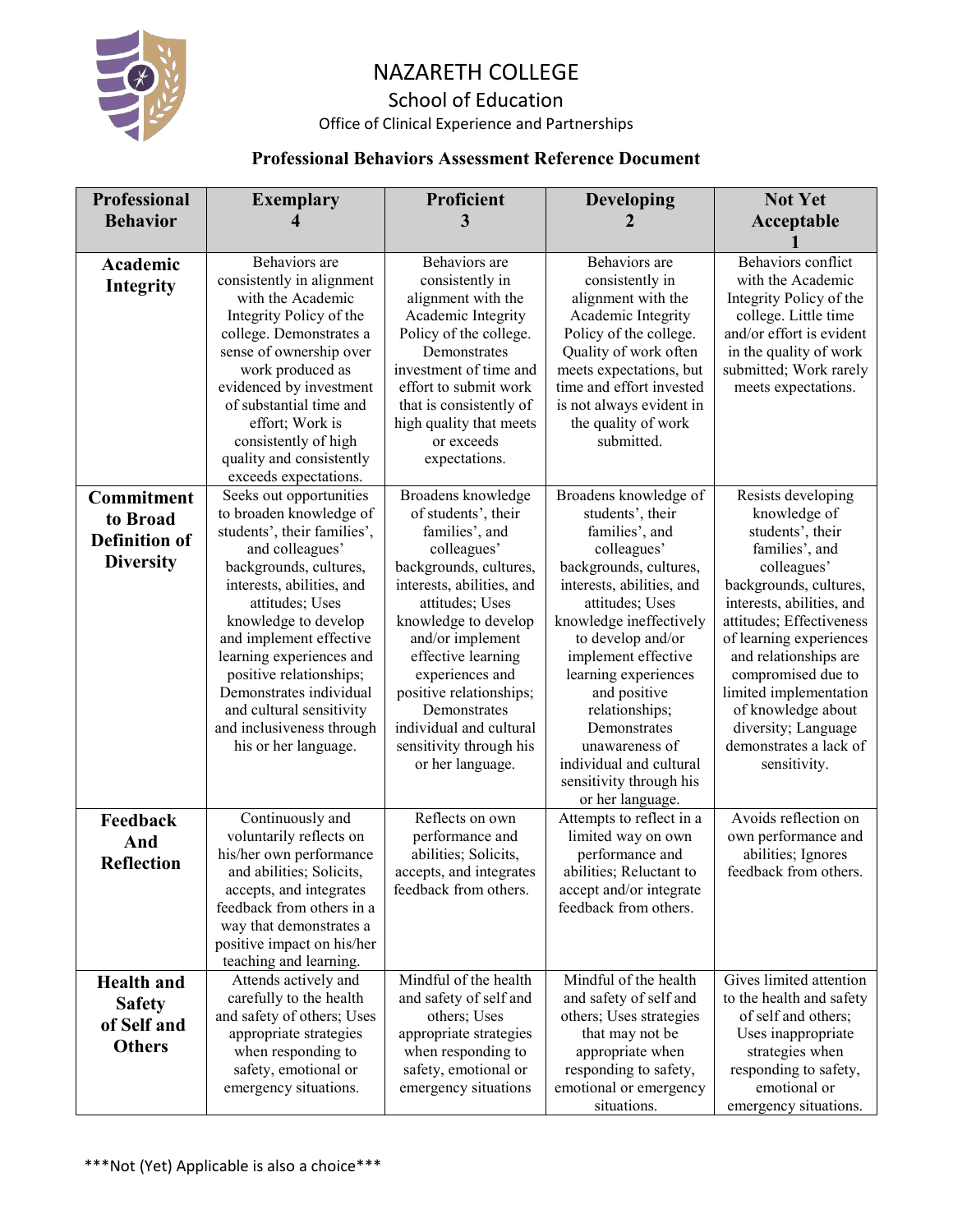# NAZARETH COLLEGE

## School of Education

### Office of Clinical Experience and Partnerships

**Professional Behaviors Assessment Reference Document**

| Professional Behavior | Exemplary 4 | Proficient 3 | Developing 2 | Not Yet Acceptable 1 |
|---|---|---|---|---|
| **Academic Integrity** | Behaviors are consistently in alignment with the Academic Integrity Policy of the college. Demonstrates a sense of ownership over work produced as evidenced by investment of substantial time and effort; Work is consistently of high quality and consistently exceeds expectations. | Behaviors are consistently in alignment with the Academic Integrity Policy of the college. Demonstrates investment of time and effort to submit work that is consistently of high quality that meets or exceeds expectations. | Behaviors are consistently in alignment with the Academic Integrity Policy of the college. Quality of work often meets expectations, but time and effort invested is not always evident in the quality of work submitted. | Behaviors conflict with the Academic Integrity Policy of the college. Little time and/or effort is evident in the quality of work submitted; Work rarely meets expectations. |
| **Commitment to Broad Definition of Diversity** | Seeks out opportunities to broaden knowledge of students', their families', and colleagues' backgrounds, cultures, interests, abilities, and attitudes; Uses knowledge to develop and implement effective learning experiences and positive relationships; Demonstrates individual and cultural sensitivity and inclusiveness through his or her language. | Broadens knowledge of students', their families', and colleagues' backgrounds, cultures, interests, abilities, and attitudes; Uses knowledge to develop and/or implement effective learning experiences and positive relationships; Demonstrates individual and cultural sensitivity through his or her language. | Broadens knowledge of students', their families', and colleagues' backgrounds, cultures, interests, abilities, and attitudes; Uses knowledge ineffectively to develop and/or implement effective learning experiences and positive relationships; Demonstrates unawareness of individual and cultural sensitivity through his or her language. | Resists developing knowledge of students', their families', and colleagues' backgrounds, cultures, interests, abilities, and attitudes; Effectiveness of learning experiences and relationships are compromised due to limited implementation of knowledge about diversity; Language demonstrates a lack of sensitivity. |
| **Feedback And Reflection** | Continuously and voluntarily reflects on his/her own performance and abilities; Solicits, accepts, and integrates feedback from others in a way that demonstrates a positive impact on his/her teaching and learning. | Reflects on own performance and abilities; Solicits, accepts, and integrates feedback from others. | Attempts to reflect in a limited way on own performance and abilities; Reluctant to accept and/or integrate feedback from others. | Avoids reflection on own performance and abilities; Ignores feedback from others. |
| **Health and Safety of Self and Others** | Attends actively and carefully to the health and safety of others; Uses appropriate strategies when responding to safety, emotional or emergency situations. | Mindful of the health and safety of self and others; Uses appropriate strategies when responding to safety, emotional or emergency situations | Mindful of the health and safety of self and others; Uses strategies that may not be appropriate when responding to safety, emotional or emergency situations. | Gives limited attention to the health and safety of self and others; Uses inappropriate strategies when responding to safety, emotional or emergency situations. |

***Not (Yet) Applicable is also a choice***